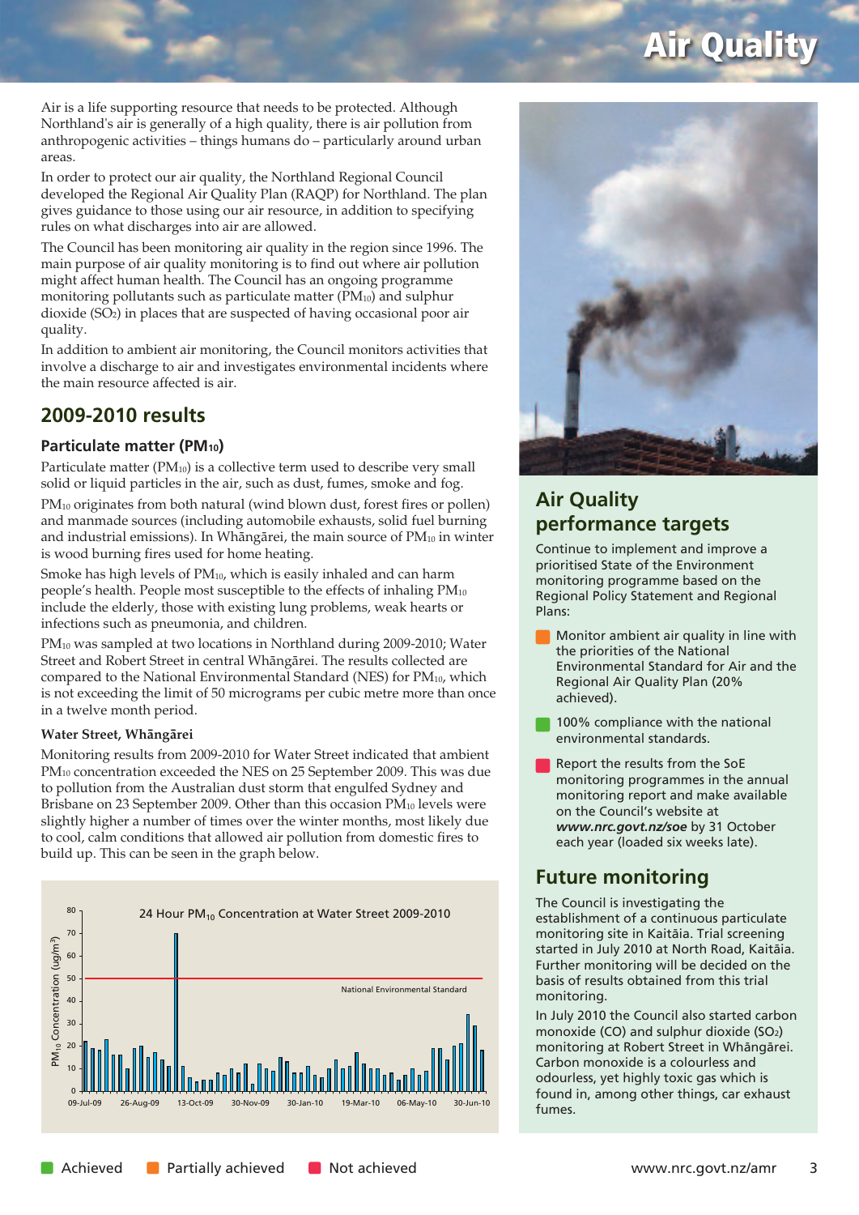# Air Quality

Air is a life supporting resource that needs to be protected. Although Northland's air is generally of a high quality, there is air pollution from anthropogenic activities – things humans do – particularly around urban areas.

In order to protect our air quality, the Northland Regional Council developed the Regional Air Quality Plan (RAQP) for Northland. The plan gives guidance to those using our air resource, in addition to specifying rules on what discharges into air are allowed.

The Council has been monitoring air quality in the region since 1996. The main purpose of air quality monitoring is to find out where air pollution might affect human health. The Council has an ongoing programme monitoring pollutants such as particulate matter ($PM_{10}$) and sulphur dioxide ($SO_2$) in places that are suspected of having occasional poor air quality.

In addition to ambient air monitoring, the Council monitors activities that involve a discharge to air and investigates environmental incidents where the main resource affected is air.

## 2009-2010 results

### Particulate matter ($PM_{10}$)

Particulate matter ($PM_{10}$) is a collective term used to describe very small solid or liquid particles in the air, such as dust, fumes, smoke and fog.

$PM_{10}$ originates from both natural (wind blown dust, forest fires or pollen) and manmade sources (including automobile exhausts, solid fuel burning and industrial emissions). In Whāngārei, the main source of $PM_{10}$ in winter is wood burning fires used for home heating.

Smoke has high levels of $PM_{10}$, which is easily inhaled and can harm people's health. People most susceptible to the effects of inhaling $PM_{10}$ include the elderly, those with existing lung problems, weak hearts or infections such as pneumonia, and children.

$PM_{10}$ was sampled at two locations in Northland during 2009-2010; Water Street and Robert Street in central Whāngārei. The results collected are compared to the National Environmental Standard (NES) for $PM_{10}$, which is not exceeding the limit of 50 micrograms per cubic metre more than once in a twelve month period.

**Water Street, Whāngārei**

Monitoring results from 2009-2010 for Water Street indicated that ambient $PM_{10}$ concentration exceeded the NES on 25 September 2009. This was due to pollution from the Australian dust storm that engulfed Sydney and Brisbane on 23 September 2009. Other than this occasion $PM_{10}$ levels were slightly higher a number of times over the winter months, most likely due to cool, calm conditions that allowed air pollution from domestic fires to build up. This can be seen in the graph below.

24 Hour $PM_{10}$ Concentration at Water Street 2009-2010

## Air Quality performance targets

Continue to implement and improve a prioritised State of the Environment monitoring programme based on the Regional Policy Statement and Regional Plans:

- Monitor ambient air quality in line with the priorities of the National Environmental Standard for Air and the Regional Air Quality Plan (20% achieved).
- 100% compliance with the national environmental standards.
- Report the results from the SoE monitoring programmes in the annual monitoring report and make available on the Council's website at ***www.nrc.govt.nz/soe*** by 31 October each year (loaded six weeks late).

## Future monitoring

The Council is investigating the establishment of a continuous particulate monitoring site in Kaitāia. Trial screening started in July 2010 at North Road, Kaitāia. Further monitoring will be decided on the basis of results obtained from this trial monitoring.

In July 2010 the Council also started carbon monoxide (CO) and sulphur dioxide ($SO_2$) monitoring at Robert Street in Whāngārei. Carbon monoxide is a colourless and odourless, yet highly toxic gas which is found in, among other things, car exhaust fumes.

Achieved — Partially achieved — Not achieved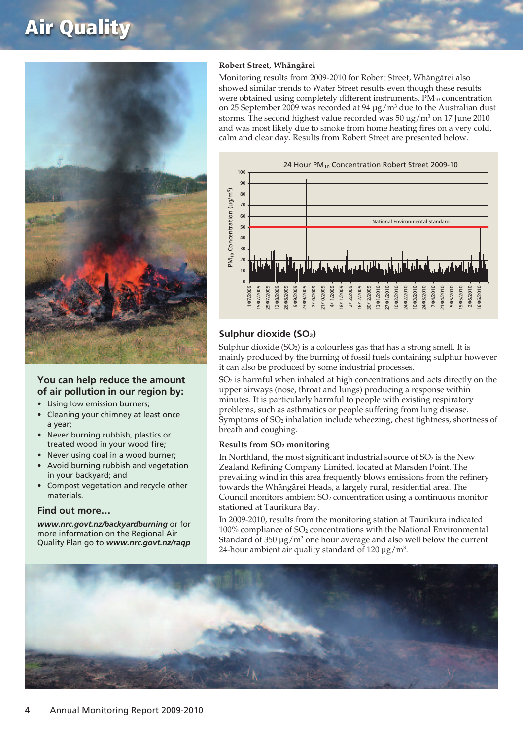# Air Quality

## You can help reduce the amount of air pollution in our region by:

- Using low emission burners;
- Cleaning your chimney at least once a year;
- Never burning rubbish, plastics or treated wood in your wood fire;
- Never using coal in a wood burner;
- Avoid burning rubbish and vegetation in your backyard; and
- Compost vegetation and recycle other materials.

## Find out more…

***www.nrc.govt.nz/backyardburning*** or for more information on the Regional Air Quality Plan go to ***www.nrc.govt.nz/raqp***

### Robert Street, Whāngārei

Monitoring results from 2009-2010 for Robert Street, Whāngārei also showed similar trends to Water Street results even though these results were obtained using completely different instruments. $PM_{10}$ concentration on 25 September 2009 was recorded at 94 µg/m$^3$ due to the Australian dust storms. The second highest value recorded was 50 µg/m$^3$ on 17 June 2010 and was most likely due to smoke from home heating fires on a very cold, calm and clear day. Results from Robert Street are presented below.

24 Hour $PM_{10}$ Concentration Robert Street 2009-10

$PM_{10}$ Concentration (ug/m$^3$)

0, 10, 20, 30, 40, 50, 60, 70, 80, 90, 100

National Environmental Standard

1/07/2009, 15/07/2009, 29/07/2009, 12/08/2009, 26/08/2009, 9/09/2009, 23/09/2009, 7/10/2009, 21/10/2009, 4/11/2009, 18/11/2009, 2/12/2009, 16/12/2009, 30/12/2009, 13/01/2010, 27/01/2010, 10/02/2010, 24/02/2010, 10/03/2010, 24/03/2010, 7/04/2010, 21/04/2010, 5/05/2010, 19/05/2010, 2/06/2010, 16/06/2010

## Sulphur dioxide ($SO_2$)

Sulphur dioxide ($SO_2$) is a colourless gas that has a strong smell. It is mainly produced by the burning of fossil fuels containing sulphur however it can also be produced by some industrial processes.

$SO_2$ is harmful when inhaled at high concentrations and acts directly on the upper airways (nose, throat and lungs) producing a response within minutes. It is particularly harmful to people with existing respiratory problems, such as asthmatics or people suffering from lung disease. Symptoms of $SO_2$ inhalation include wheezing, chest tightness, shortness of breath and coughing.

### Results from $SO_2$ monitoring

In Northland, the most significant industrial source of $SO_2$ is the New Zealand Refining Company Limited, located at Marsden Point. The prevailing wind in this area frequently blows emissions from the refinery towards the Whāngārei Heads, a largely rural, residential area. The Council monitors ambient $SO_2$ concentration using a continuous monitor stationed at Taurikura Bay.

In 2009-2010, results from the monitoring station at Taurikura indicated 100% compliance of $SO_2$ concentrations with the National Environmental Standard of 350 µg/m$^3$ one hour average and also well below the current 24-hour ambient air quality standard of 120 µg/m$^3$.